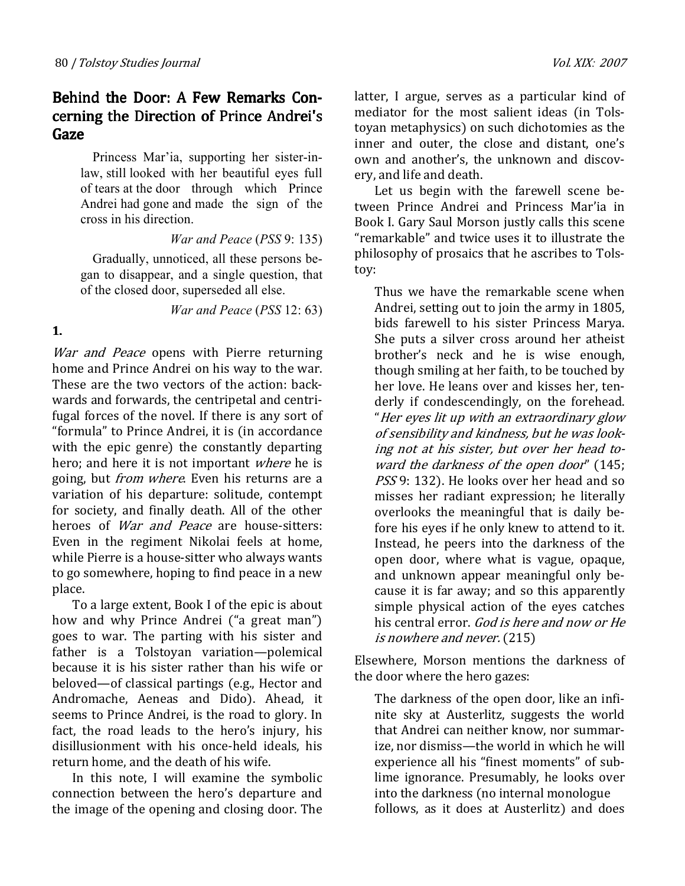# Behind the Door: A Few Remarks Concerning the Direction of Prince Andrei's Gaze

> Princess Mar'ia, supporting her sister-in-law, still looked with her beautiful eyes full of tears at the door through which Prince Andrei had gone and made the sign of the cross in his direction.
>
> *War and Peace* (*PSS* 9: 135)

> Gradually, unnoticed, all these persons began to disappear, and a single question, that of the closed door, superseded all else.
>
> *War and Peace* (*PSS* 12: 63)

**1.**

*War and Peace* opens with Pierre returning home and Prince Andrei on his way to the war. These are the two vectors of the action: backwards and forwards, the centripetal and centrifugal forces of the novel. If there is any sort of "formula" to Prince Andrei, it is (in accordance with the epic genre) the constantly departing hero; and here it is not important *where* he is going, but *from where*. Even his returns are a variation of his departure: solitude, contempt for society, and finally death. All of the other heroes of *War and Peace* are house-sitters: Even in the regiment Nikolai feels at home, while Pierre is a house-sitter who always wants to go somewhere, hoping to find peace in a new place.

To a large extent, Book I of the epic is about how and why Prince Andrei ("a great man") goes to war. The parting with his sister and father is a Tolstoyan variation—polemical because it is his sister rather than his wife or beloved—of classical partings (e.g., Hector and Andromache, Aeneas and Dido). Ahead, it seems to Prince Andrei, is the road to glory. In fact, the road leads to the hero's injury, his disillusionment with his once-held ideals, his return home, and the death of his wife.

In this note, I will examine the symbolic connection between the hero's departure and the image of the opening and closing door. The latter, I argue, serves as a particular kind of mediator for the most salient ideas (in Tolstoyan metaphysics) on such dichotomies as the inner and outer, the close and distant, one's own and another's, the unknown and discovery, and life and death.

Let us begin with the farewell scene between Prince Andrei and Princess Mar'ia in Book I. Gary Saul Morson justly calls this scene "remarkable" and twice uses it to illustrate the philosophy of prosaics that he ascribes to Tolstoy:

> Thus we have the remarkable scene when Andrei, setting out to join the army in 1805, bids farewell to his sister Princess Marya. She puts a silver cross around her atheist brother's neck and he is wise enough, though smiling at her faith, to be touched by her love. He leans over and kisses her, tenderly if condescendingly, on the forehead. "*Her eyes lit up with an extraordinary glow of sensibility and kindness, but he was looking not at his sister, but over her head toward the darkness of the open door*" (145; *PSS* 9: 132). He looks over her head and so misses her radiant expression; he literally overlooks the meaningful that is daily before his eyes if he only knew to attend to it. Instead, he peers into the darkness of the open door, where what is vague, opaque, and unknown appear meaningful only because it is far away; and so this apparently simple physical action of the eyes catches his central error. *God is here and now or He is nowhere and never.* (215)

Elsewhere, Morson mentions the darkness of the door where the hero gazes:

> The darkness of the open door, like an infinite sky at Austerlitz, suggests the world that Andrei can neither know, nor summarize, nor dismiss—the world in which he will experience all his "finest moments" of sublime ignorance. Presumably, he looks over into the darkness (no internal monologue follows, as it does at Austerlitz) and does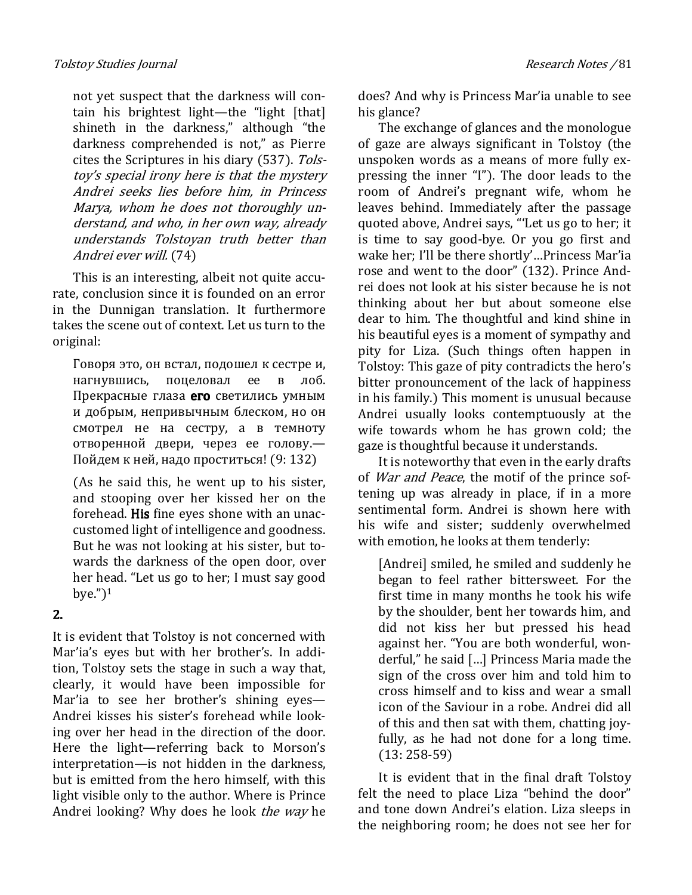not yet suspect that the darkness will contain his brightest light—the "light [that] shineth in the darkness," although "the darkness comprehended is not," as Pierre cites the Scriptures in his diary (537). *Tolstoy's special irony here is that the mystery Andrei seeks lies before him, in Princess Marya, whom he does not thoroughly understand, and who, in her own way, already understands Tolstoyan truth better than Andrei ever will.* (74)

This is an interesting, albeit not quite accurate, conclusion since it is founded on an error in the Dunnigan translation. It furthermore takes the scene out of context. Let us turn to the original:

> Говоря это, он встал, подошел к сестре и, нагнувшись, поцеловал ее в лоб. Прекрасные глаза **его** светились умным и добрым, непривычным блеском, но он смотрел не на сестру, а в темноту отворенной двери, через ее голову.— Пойдем к ней, надо проститься! (9: 132)

> (As he said this, he went up to his sister, and stooping over her kissed her on the forehead. **His** fine eyes shone with an unaccustomed light of intelligence and goodness. But he was not looking at his sister, but towards the darkness of the open door, over her head. "Let us go to her; I must say good bye.")[1]

## 2.

It is evident that Tolstoy is not concerned with Mar'ia's eyes but with her brother's. In addition, Tolstoy sets the stage in such a way that, clearly, it would have been impossible for Mar'ia to see her brother's shining eyes—Andrei kisses his sister's forehead while looking over her head in the direction of the door. Here the light—referring back to Morson's interpretation—is not hidden in the darkness, but is emitted from the hero himself, with this light visible only to the author. Where is Prince Andrei looking? Why does he look *the way* he does? And why is Princess Mar'ia unable to see his glance?

The exchange of glances and the monologue of gaze are always significant in Tolstoy (the unspoken words as a means of more fully expressing the inner "I"). The door leads to the room of Andrei's pregnant wife, whom he leaves behind. Immediately after the passage quoted above, Andrei says, "'Let us go to her; it is time to say good-bye. Or you go first and wake her; I'll be there shortly'…Princess Mar'ia rose and went to the door" (132). Prince Andrei does not look at his sister because he is not thinking about her but about someone else dear to him. The thoughtful and kind shine in his beautiful eyes is a moment of sympathy and pity for Liza. (Such things often happen in Tolstoy: This gaze of pity contradicts the hero's bitter pronouncement of the lack of happiness in his family.) This moment is unusual because Andrei usually looks contemptuously at the wife towards whom he has grown cold; the gaze is thoughtful because it understands.

It is noteworthy that even in the early drafts of *War and Peace*, the motif of the prince softening up was already in place, if in a more sentimental form. Andrei is shown here with his wife and sister; suddenly overwhelmed with emotion, he looks at them tenderly:

> [Andrei] smiled, he smiled and suddenly he began to feel rather bittersweet. For the first time in many months he took his wife by the shoulder, bent her towards him, and did not kiss her but pressed his head against her. "You are both wonderful, wonderful," he said […] Princess Maria made the sign of the cross over him and told him to cross himself and to kiss and wear a small icon of the Saviour in a robe. Andrei did all of this and then sat with them, chatting joyfully, as he had not done for a long time. (13: 258-59)

It is evident that in the final draft Tolstoy felt the need to place Liza "behind the door" and tone down Andrei's elation. Liza sleeps in the neighboring room; he does not see her for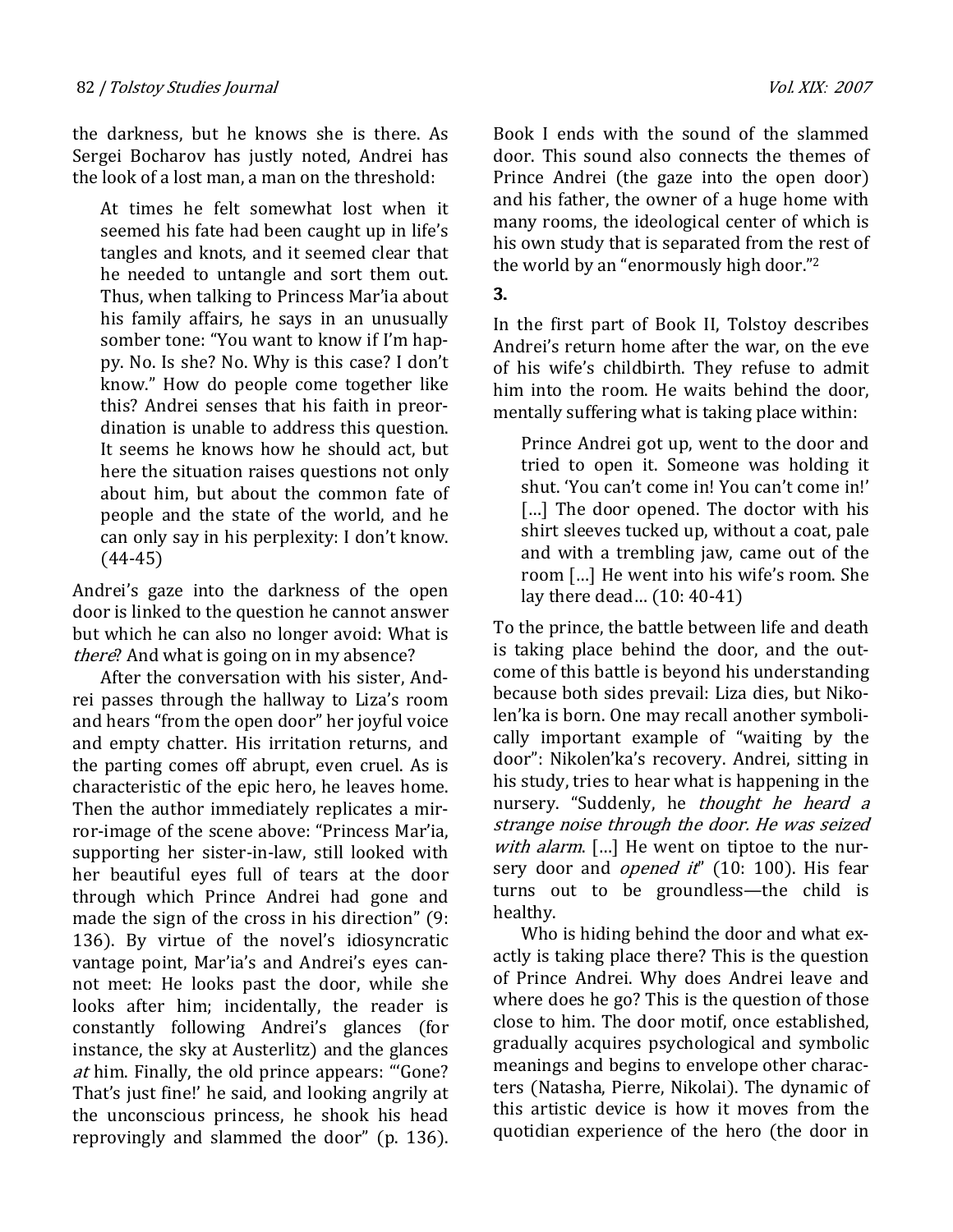the darkness, but he knows she is there. As Sergei Bocharov has justly noted, Andrei has the look of a lost man, a man on the threshold:

> At times he felt somewhat lost when it seemed his fate had been caught up in life's tangles and knots, and it seemed clear that he needed to untangle and sort them out. Thus, when talking to Princess Mar'ia about his family affairs, he says in an unusually somber tone: "You want to know if I'm happy. No. Is she? No. Why is this case? I don't know." How do people come together like this? Andrei senses that his faith in preordination is unable to address this question. It seems he knows how he should act, but here the situation raises questions not only about him, but about the common fate of people and the state of the world, and he can only say in his perplexity: I don't know. (44-45)

Andrei's gaze into the darkness of the open door is linked to the question he cannot answer but which he can also no longer avoid: What is *there*? And what is going on in my absence?

After the conversation with his sister, Andrei passes through the hallway to Liza's room and hears "from the open door" her joyful voice and empty chatter. His irritation returns, and the parting comes off abrupt, even cruel. As is characteristic of the epic hero, he leaves home. Then the author immediately replicates a mirror-image of the scene above: "Princess Mar'ia, supporting her sister-in-law, still looked with her beautiful eyes full of tears at the door through which Prince Andrei had gone and made the sign of the cross in his direction" (9: 136). By virtue of the novel's idiosyncratic vantage point, Mar'ia's and Andrei's eyes cannot meet: He looks past the door, while she looks after him; incidentally, the reader is constantly following Andrei's glances (for instance, the sky at Austerlitz) and the glances *at* him. Finally, the old prince appears: "'Gone? That's just fine!' he said, and looking angrily at the unconscious princess, he shook his head reprovingly and slammed the door" (p. 136). Book I ends with the sound of the slammed door. This sound also connects the themes of Prince Andrei (the gaze into the open door) and his father, the owner of a huge home with many rooms, the ideological center of which is his own study that is separated from the rest of the world by an "enormously high door."[2]

**3.**

In the first part of Book II, Tolstoy describes Andrei's return home after the war, on the eve of his wife's childbirth. They refuse to admit him into the room. He waits behind the door, mentally suffering what is taking place within:

> Prince Andrei got up, went to the door and tried to open it. Someone was holding it shut. 'You can't come in! You can't come in!' […] The door opened. The doctor with his shirt sleeves tucked up, without a coat, pale and with a trembling jaw, came out of the room […] He went into his wife's room. She lay there dead… (10: 40-41)

To the prince, the battle between life and death is taking place behind the door, and the outcome of this battle is beyond his understanding because both sides prevail: Liza dies, but Nikolen'ka is born. One may recall another symbolically important example of "waiting by the door": Nikolen'ka's recovery. Andrei, sitting in his study, tries to hear what is happening in the nursery. "Suddenly, he *thought he heard a strange noise through the door. He was seized with alarm*. […] He went on tiptoe to the nursery door and *opened it*" (10: 100). His fear turns out to be groundless—the child is healthy.

Who is hiding behind the door and what exactly is taking place there? This is the question of Prince Andrei. Why does Andrei leave and where does he go? This is the question of those close to him. The door motif, once established, gradually acquires psychological and symbolic meanings and begins to envelope other characters (Natasha, Pierre, Nikolai). The dynamic of this artistic device is how it moves from the quotidian experience of the hero (the door in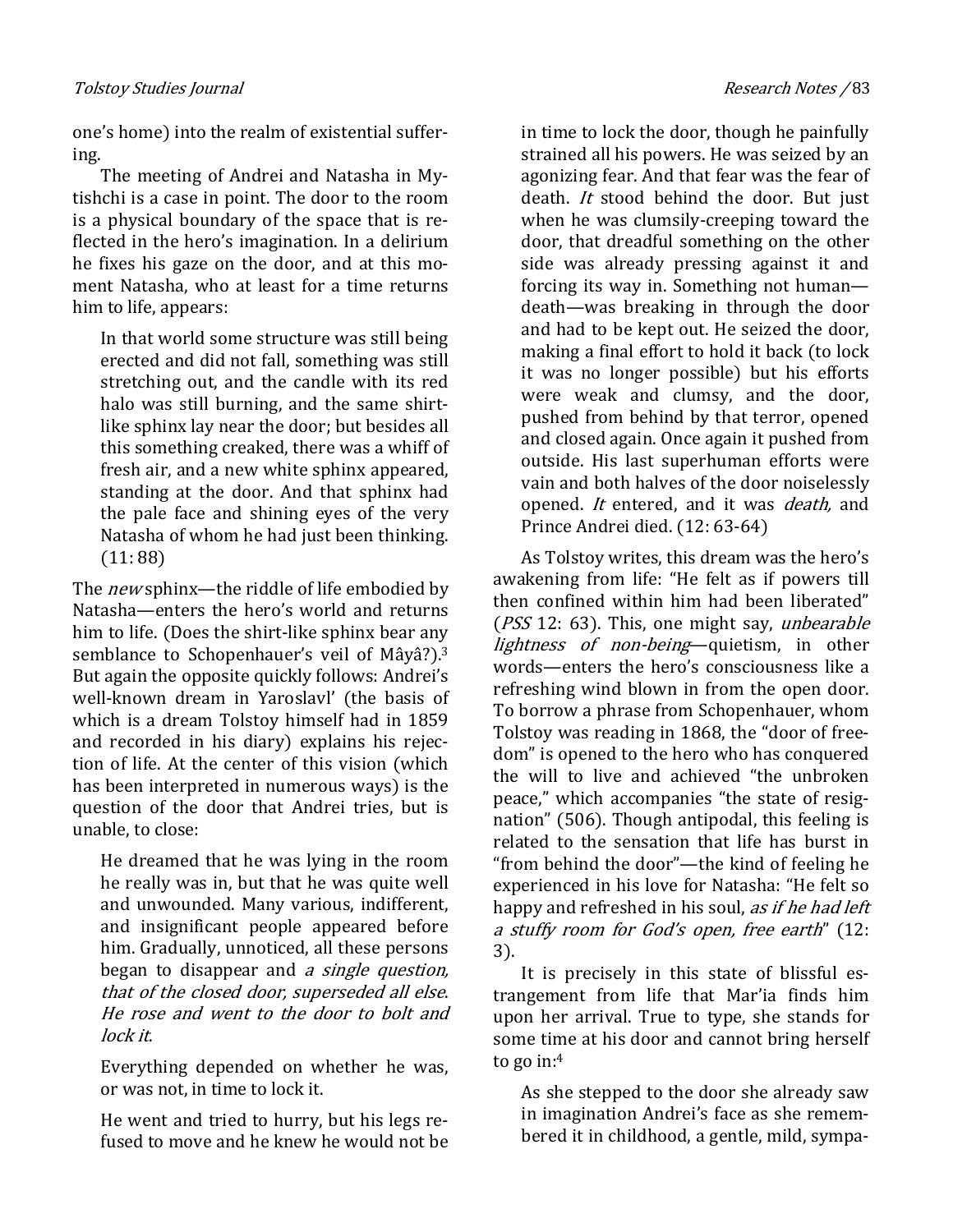one's home) into the realm of existential suffering.

The meeting of Andrei and Natasha in Mytishchi is a case in point. The door to the room is a physical boundary of the space that is reflected in the hero's imagination. In a delirium he fixes his gaze on the door, and at this moment Natasha, who at least for a time returns him to life, appears:

> In that world some structure was still being erected and did not fall, something was still stretching out, and the candle with its red halo was still burning, and the same shirt-like sphinx lay near the door; but besides all this something creaked, there was a whiff of fresh air, and a new white sphinx appeared, standing at the door. And that sphinx had the pale face and shining eyes of the very Natasha of whom he had just been thinking. (11: 88)

The *new* sphinx—the riddle of life embodied by Natasha—enters the hero's world and returns him to life. (Does the shirt-like sphinx bear any semblance to Schopenhauer's veil of Mâyâ?).[3] But again the opposite quickly follows: Andrei's well-known dream in Yaroslavl' (the basis of which is a dream Tolstoy himself had in 1859 and recorded in his diary) explains his rejection of life. At the center of this vision (which has been interpreted in numerous ways) is the question of the door that Andrei tries, but is unable, to close:

> He dreamed that he was lying in the room he really was in, but that he was quite well and unwounded. Many various, indifferent, and insignificant people appeared before him. Gradually, unnoticed, all these persons began to disappear and *a single question, that of the closed door, superseded all else. He rose and went to the door to bolt and lock it.*
>
> Everything depended on whether he was, or was not, in time to lock it.
>
> He went and tried to hurry, but his legs refused to move and he knew he would not be in time to lock the door, though he painfully strained all his powers. He was seized by an agonizing fear. And that fear was the fear of death. *It* stood behind the door. But just when he was clumsily-creeping toward the door, that dreadful something on the other side was already pressing against it and forcing its way in. Something not human—death—was breaking in through the door and had to be kept out. He seized the door, making a final effort to hold it back (to lock it was no longer possible) but his efforts were weak and clumsy, and the door, pushed from behind by that terror, opened and closed again. Once again it pushed from outside. His last superhuman efforts were vain and both halves of the door noiselessly opened. *It* entered, and it was *death,* and Prince Andrei died. (12: 63-64)

As Tolstoy writes, this dream was the hero's awakening from life: "He felt as if powers till then confined within him had been liberated" (*PSS* 12: 63). This, one might say, *unbearable lightness of non-being*—quietism, in other words—enters the hero's consciousness like a refreshing wind blown in from the open door. To borrow a phrase from Schopenhauer, whom Tolstoy was reading in 1868, the "door of freedom" is opened to the hero who has conquered the will to live and achieved "the unbroken peace," which accompanies "the state of resignation" (506). Though antipodal, this feeling is related to the sensation that life has burst in "from behind the door"—the kind of feeling he experienced in his love for Natasha: "He felt so happy and refreshed in his soul, *as if he had left a stuffy room for God's open, free earth*" (12: 3).

It is precisely in this state of blissful estrangement from life that Mar'ia finds him upon her arrival. True to type, she stands for some time at his door and cannot bring herself to go in:[4]

> As she stepped to the door she already saw in imagination Andrei's face as she remembered it in childhood, a gentle, mild, sympa-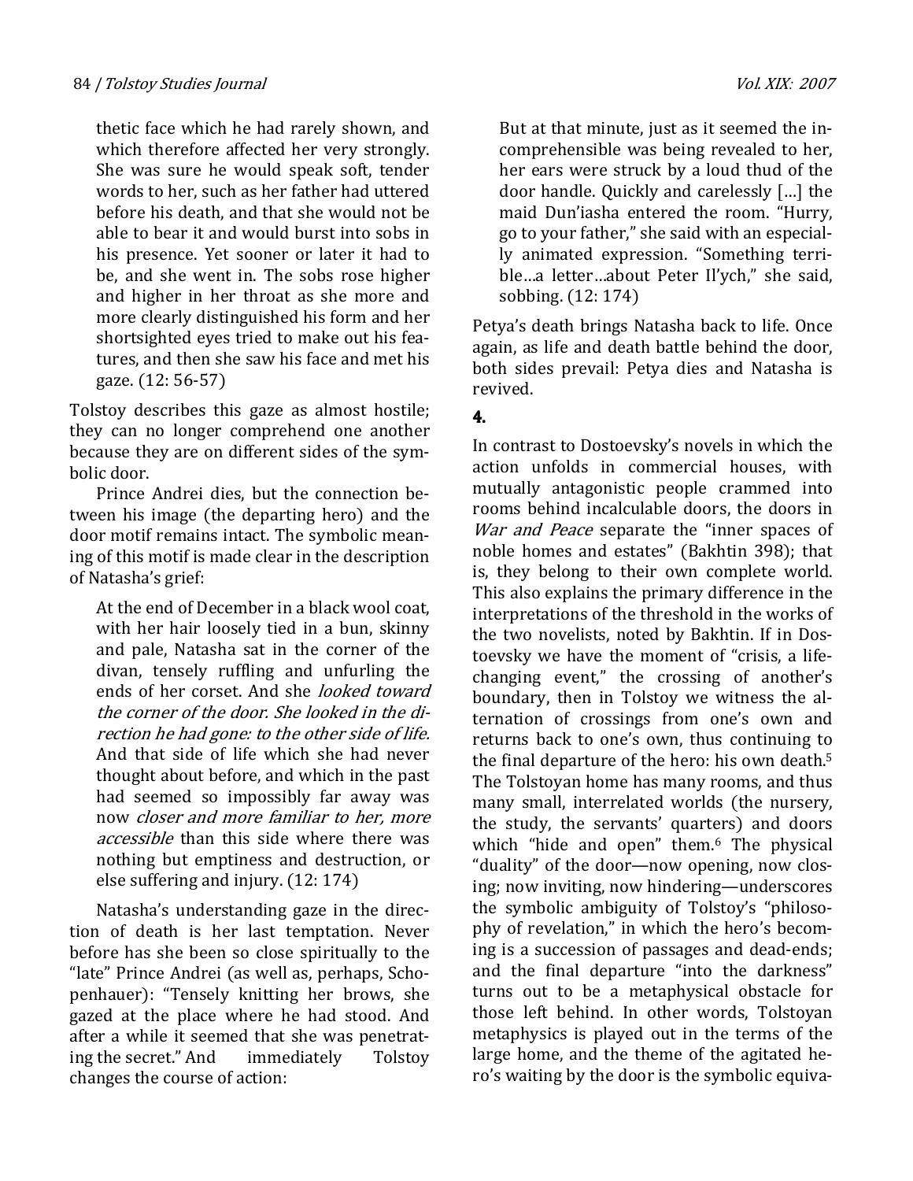> thetic face which he had rarely shown, and which therefore affected her very strongly. She was sure he would speak soft, tender words to her, such as her father had uttered before his death, and that she would not be able to bear it and would burst into sobs in his presence. Yet sooner or later it had to be, and she went in. The sobs rose higher and higher in her throat as she more and more clearly distinguished his form and her shortsighted eyes tried to make out his features, and then she saw his face and met his gaze. (12: 56-57)

Tolstoy describes this gaze as almost hostile; they can no longer comprehend one another because they are on different sides of the symbolic door.

Prince Andrei dies, but the connection between his image (the departing hero) and the door motif remains intact. The symbolic meaning of this motif is made clear in the description of Natasha's grief:

> At the end of December in a black wool coat, with her hair loosely tied in a bun, skinny and pale, Natasha sat in the corner of the divan, tensely ruffling and unfurling the ends of her corset. And she *looked toward the corner of the door. She looked in the direction he had gone: to the other side of life.* And that side of life which she had never thought about before, and which in the past had seemed so impossibly far away was now *closer and more familiar to her, more accessible* than this side where there was nothing but emptiness and destruction, or else suffering and injury. (12: 174)

Natasha's understanding gaze in the direction of death is her last temptation. Never before has she been so close spiritually to the "late" Prince Andrei (as well as, perhaps, Schopenhauer): "Tensely knitting her brows, she gazed at the place where he had stood. And after a while it seemed that she was penetrating the secret." And immediately Tolstoy changes the course of action:

> But at that minute, just as it seemed the incomprehensible was being revealed to her, her ears were struck by a loud thud of the door handle. Quickly and carelessly [...] the maid Dun'iasha entered the room. "Hurry, go to your father," she said with an especially animated expression. "Something terrible…a letter…about Peter Il'ych," she said, sobbing. (12: 174)

Petya's death brings Natasha back to life. Once again, as life and death battle behind the door, both sides prevail: Petya dies and Natasha is revived.

## 4.

In contrast to Dostoevsky's novels in which the action unfolds in commercial houses, with mutually antagonistic people crammed into rooms behind incalculable doors, the doors in *War and Peace* separate the "inner spaces of noble homes and estates" (Bakhtin 398); that is, they belong to their own complete world. This also explains the primary difference in the interpretations of the threshold in the works of the two novelists, noted by Bakhtin. If in Dostoevsky we have the moment of "crisis, a life-changing event," the crossing of another's boundary, then in Tolstoy we witness the alternation of crossings from one's own and returns back to one's own, thus continuing to the final departure of the hero: his own death.[5] The Tolstoyan home has many rooms, and thus many small, interrelated worlds (the nursery, the study, the servants' quarters) and doors which "hide and open" them.[6] The physical "duality" of the door—now opening, now closing; now inviting, now hindering—underscores the symbolic ambiguity of Tolstoy's "philosophy of revelation," in which the hero's becoming is a succession of passages and dead-ends; and the final departure "into the darkness" turns out to be a metaphysical obstacle for those left behind. In other words, Tolstoyan metaphysics is played out in the terms of the large home, and the theme of the agitated hero's waiting by the door is the symbolic equiva-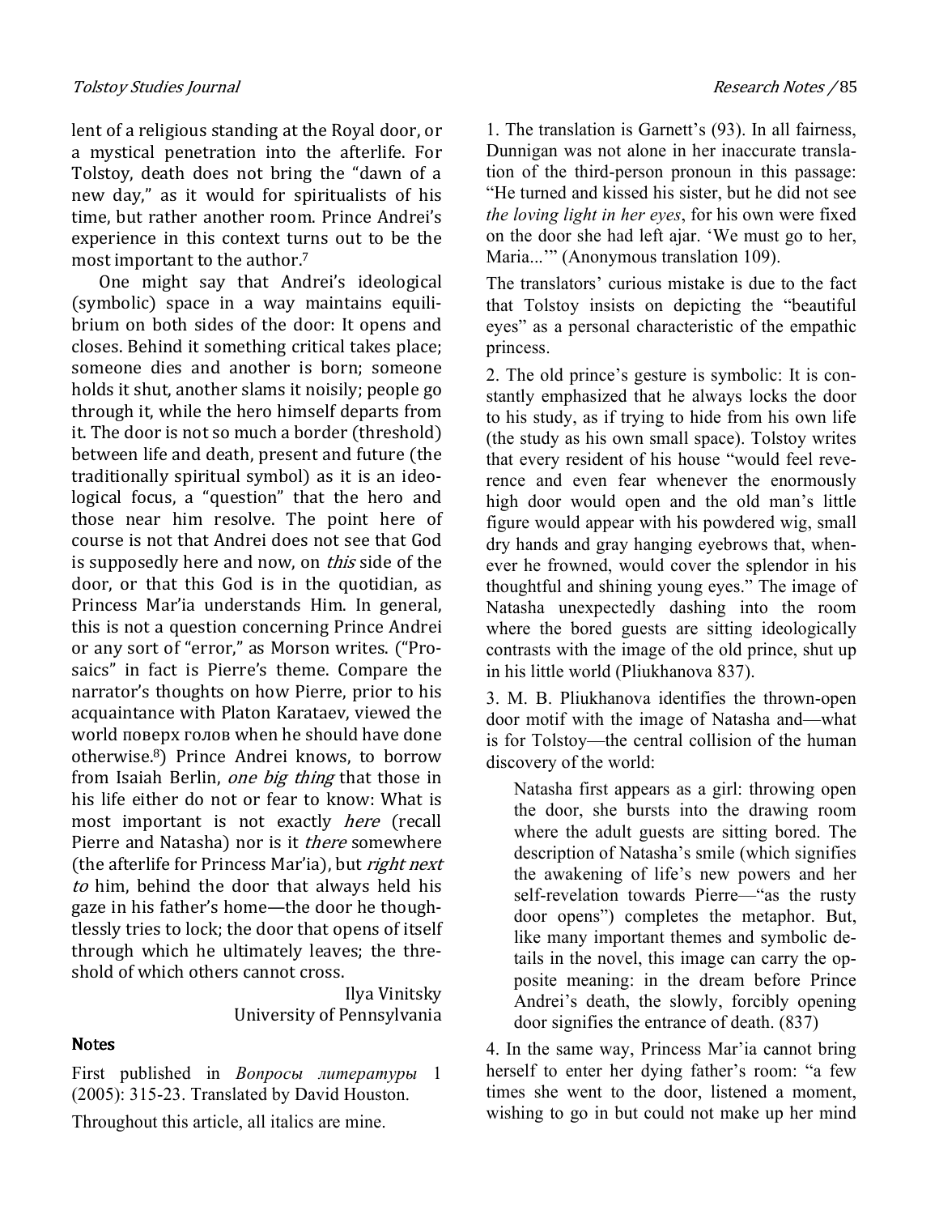lent of a religious standing at the Royal door, or a mystical penetration into the afterlife. For Tolstoy, death does not bring the "dawn of a new day," as it would for spiritualists of his time, but rather another room. Prince Andrei's experience in this context turns out to be the most important to the author.[7]

One might say that Andrei's ideological (symbolic) space in a way maintains equilibrium on both sides of the door: It opens and closes. Behind it something critical takes place; someone dies and another is born; someone holds it shut, another slams it noisily; people go through it, while the hero himself departs from it. The door is not so much a border (threshold) between life and death, present and future (the traditionally spiritual symbol) as it is an ideological focus, a "question" that the hero and those near him resolve. The point here of course is not that Andrei does not see that God is supposedly here and now, on *this* side of the door, or that this God is in the quotidian, as Princess Mar'ia understands Him. In general, this is not a question concerning Prince Andrei or any sort of "error," as Morson writes. ("Prosaics" in fact is Pierre's theme. Compare the narrator's thoughts on how Pierre, prior to his acquaintance with Platon Karataev, viewed the world поверх голов when he should have done otherwise.[8]) Prince Andrei knows, to borrow from Isaiah Berlin, *one big thing* that those in his life either do not or fear to know: What is most important is not exactly *here* (recall Pierre and Natasha) nor is it *there* somewhere (the afterlife for Princess Mar'ia), but *right next to* him, behind the door that always held his gaze in his father's home—the door he thoughtlessly tries to lock; the door that opens of itself through which he ultimately leaves; the threshold of which others cannot cross.

Ilya Vinitsky
University of Pennsylvania

## Notes

First published in *Вопросы литературы* 1 (2005): 315-23. Translated by David Houston.

Throughout this article, all italics are mine.

1. The translation is Garnett's (93). In all fairness, Dunnigan was not alone in her inaccurate translation of the third-person pronoun in this passage: "He turned and kissed his sister, but he did not see *the loving light in her eyes*, for his own were fixed on the door she had left ajar. 'We must go to her, Maria...'" (Anonymous translation 109).

The translators' curious mistake is due to the fact that Tolstoy insists on depicting the "beautiful eyes" as a personal characteristic of the empathic princess.

2. The old prince's gesture is symbolic: It is constantly emphasized that he always locks the door to his study, as if trying to hide from his own life (the study as his own small space). Tolstoy writes that every resident of his house "would feel reverence and even fear whenever the enormously high door would open and the old man's little figure would appear with his powdered wig, small dry hands and gray hanging eyebrows that, whenever he frowned, would cover the splendor in his thoughtful and shining young eyes." The image of Natasha unexpectedly dashing into the room where the bored guests are sitting ideologically contrasts with the image of the old prince, shut up in his little world (Pliukhanova 837).

3. M. B. Pliukhanova identifies the thrown-open door motif with the image of Natasha and—what is for Tolstoy—the central collision of the human discovery of the world:

> Natasha first appears as a girl: throwing open the door, she bursts into the drawing room where the adult guests are sitting bored. The description of Natasha's smile (which signifies the awakening of life's new powers and her self-revelation towards Pierre—"as the rusty door opens") completes the metaphor. But, like many important themes and symbolic details in the novel, this image can carry the opposite meaning: in the dream before Prince Andrei's death, the slowly, forcibly opening door signifies the entrance of death. (837)

4. In the same way, Princess Mar'ia cannot bring herself to enter her dying father's room: "a few times she went to the door, listened a moment, wishing to go in but could not make up her mind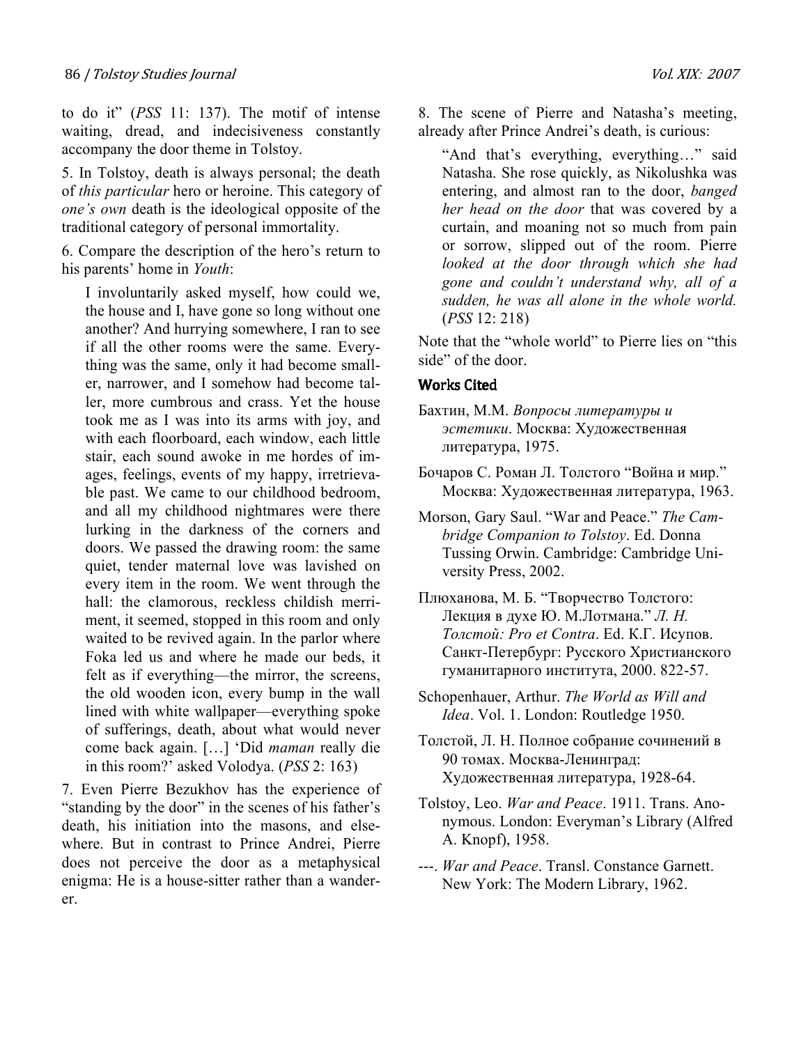to do it" (*PSS* 11: 137). The motif of intense waiting, dread, and indecisiveness constantly accompany the door theme in Tolstoy.

5. In Tolstoy, death is always personal; the death of *this particular* hero or heroine. This category of *one's own* death is the ideological opposite of the traditional category of personal immortality.

6. Compare the description of the hero's return to his parents' home in *Youth*:

> I involuntarily asked myself, how could we, the house and I, have gone so long without one another? And hurrying somewhere, I ran to see if all the other rooms were the same. Everything was the same, only it had become smaller, narrower, and I somehow had become taller, more cumbrous and crass. Yet the house took me as I was into its arms with joy, and with each floorboard, each window, each little stair, each sound awoke in me hordes of images, feelings, events of my happy, irretrievable past. We came to our childhood bedroom, and all my childhood nightmares were there lurking in the darkness of the corners and doors. We passed the drawing room: the same quiet, tender maternal love was lavished on every item in the room. We went through the hall: the clamorous, reckless childish merriment, it seemed, stopped in this room and only waited to be revived again. In the parlor where Foka led us and where he made our beds, it felt as if everything—the mirror, the screens, the old wooden icon, every bump in the wall lined with white wallpaper—everything spoke of sufferings, death, about what would never come back again. […] 'Did *maman* really die in this room?' asked Volodya. (*PSS* 2: 163)

7. Even Pierre Bezukhov has the experience of "standing by the door" in the scenes of his father's death, his initiation into the masons, and elsewhere. But in contrast to Prince Andrei, Pierre does not perceive the door as a metaphysical enigma: He is a house-sitter rather than a wanderer.

8. The scene of Pierre and Natasha's meeting, already after Prince Andrei's death, is curious:

> "And that's everything, everything…" said Natasha. She rose quickly, as Nikolushka was entering, and almost ran to the door, *banged her head on the door* that was covered by a curtain, and moaning not so much from pain or sorrow, slipped out of the room. Pierre *looked at the door through which she had gone and couldn't understand why, all of a sudden, he was all alone in the whole world.* (*PSS* 12: 218)

Note that the "whole world" to Pierre lies on "this side" of the door.

## Works Cited

Бахтин, М.М. *Вопросы литературы и эстетики*. Москва: Художественная литература, 1975.

Бочаров С. Роман Л. Толстого "Война и мир." Москва: Художественная литература, 1963.

Morson, Gary Saul. "War and Peace." *The Cambridge Companion to Tolstoy*. Ed. Donna Tussing Orwin. Cambridge: Cambridge University Press, 2002.

Плюханова, М. Б. "Творчество Толстого: Лекция в духе Ю. М.Лотмана." *Л. Н. Толстой: Pro et Contra*. Ed. К.Г. Исупов. Санкт-Петербург: Русского Христианского гуманитарного института, 2000. 822-57.

Schopenhauer, Arthur. *The World as Will and Idea*. Vol. 1. London: Routledge 1950.

Толстой, Л. Н. Полное собрание сочинений в 90 томах. Москва-Ленинград: Художественная литература, 1928-64.

Tolstoy, Leo. *War and Peace*. 1911. Trans. Anonymous. London: Everyman's Library (Alfred A. Knopf), 1958.

---. *War and Peace*. Transl. Constance Garnett. New York: The Modern Library, 1962.